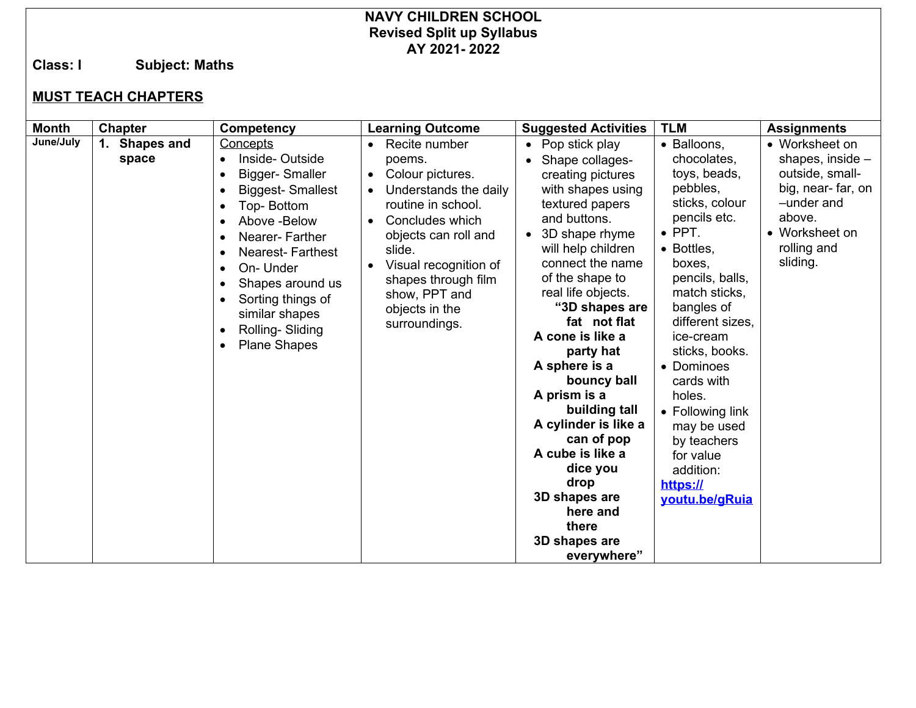# NAVY CHILDREN SCHOOL
## Revised Split up Syllabus
## AY 2021- 2022

**Class: I** **Subject: Maths**

**MUST TEACH CHAPTERS**

| Month | Chapter | Competency | Learning Outcome | Suggested Activities | TLM | Assignments |
|---|---|---|---|---|---|---|
| June/July | 1. Shapes and space | Concepts<br>• Inside- Outside<br>• Bigger- Smaller<br>• Biggest- Smallest<br>• Top- Bottom<br>• Above -Below<br>• Nearer- Farther<br>• Nearest- Farthest<br>• On- Under<br>• Shapes around us<br>• Sorting things of similar shapes<br>• Rolling- Sliding<br>• Plane Shapes | • Recite number poems.<br>• Colour pictures.<br>• Understands the daily routine in school.<br>• Concludes which objects can roll and slide.<br>• Visual recognition of shapes through film show, PPT and objects in the surroundings. | • Pop stick play<br>• Shape collages- creating pictures with shapes using textured papers and buttons.<br>• 3D shape rhyme will help children connect the name of the shape to real life objects.<br>**"3D shapes are fat not flat<br>A cone is like a party hat<br>A sphere is a bouncy ball<br>A prism is a building tall<br>A cylinder is like a can of pop<br>A cube is like a dice you drop<br>3D shapes are here and there<br>3D shapes are everywhere"** | • Balloons, chocolates, toys, beads, pebbles, sticks, colour pencils etc.<br>• PPT.<br>• Bottles, boxes, pencils, balls, match sticks, bangles of different sizes, ice-cream sticks, books.<br>• Dominoes cards with holes.<br>• Following link may be used by teachers for value addition:<br>https://youtu.be/gRuia | • Worksheet on shapes, inside – outside, small- big, near- far, on –under and above.<br>• Worksheet on rolling and sliding. |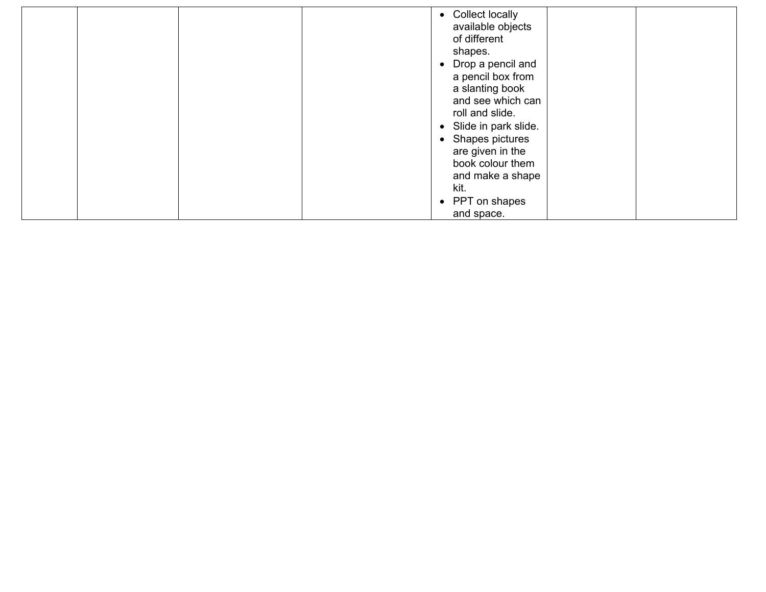| | | | | | | |
|---|---|---|---|---|---|---|
| | | | | • Collect locally available objects of different shapes.<br>• Drop a pencil and a pencil box from a slanting book and see which can roll and slide.<br>• Slide in park slide.<br>• Shapes pictures are given in the book colour them and make a shape kit.<br>• PPT on shapes and space. | | |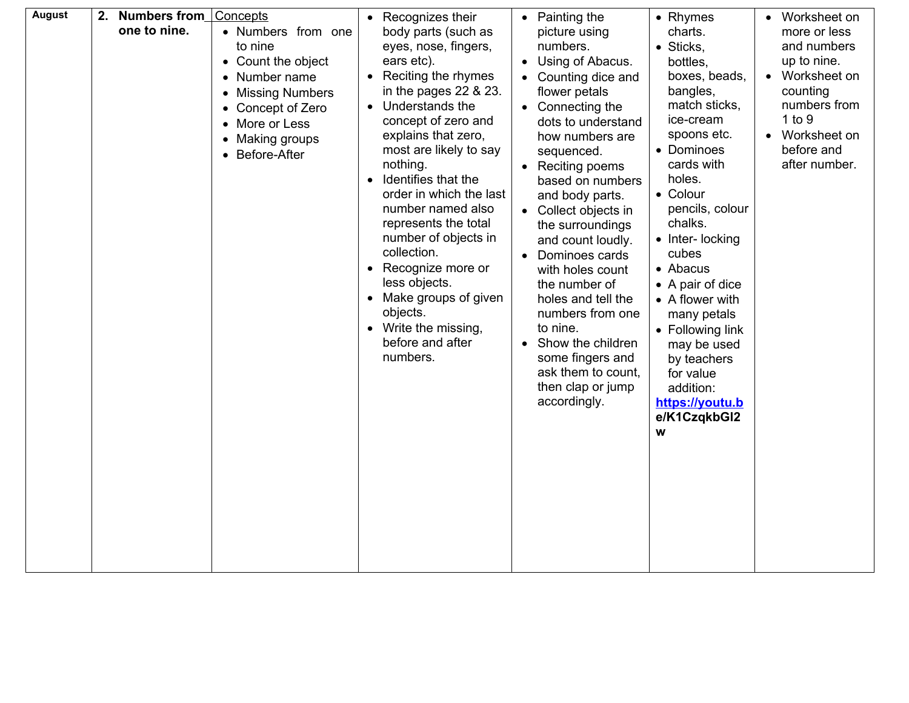| August | 2. Numbers from one to nine. | Concepts<br>• Numbers from one to nine<br>• Count the object<br>• Number name<br>• Missing Numbers<br>• Concept of Zero<br>• More or Less<br>• Making groups<br>• Before-After | • Recognizes their body parts (such as eyes, nose, fingers, ears etc).<br>• Reciting the rhymes in the pages 22 & 23.<br>• Understands the concept of zero and explains that zero, most are likely to say nothing.<br>• Identifies that the order in which the last number named also represents the total number of objects in collection.<br>• Recognize more or less objects.<br>• Make groups of given objects.<br>• Write the missing, before and after numbers. | • Painting the picture using numbers.<br>• Using of Abacus.<br>• Counting dice and flower petals<br>• Connecting the dots to understand how numbers are sequenced.<br>• Reciting poems based on numbers and body parts.<br>• Collect objects in the surroundings and count loudly.<br>• Dominoes cards with holes count the number of holes and tell the numbers from one to nine.<br>• Show the children some fingers and ask them to count, then clap or jump accordingly. | • Rhymes charts.<br>• Sticks, bottles, boxes, beads, bangles, match sticks, ice-cream spoons etc.<br>• Dominoes cards with holes.<br>• Colour pencils, colour chalks.<br>• Inter- locking cubes<br>• Abacus<br>• A pair of dice<br>• A flower with many petals<br>• Following link may be used by teachers for value addition:<br>**https://youtu.be/K1CzqkbGI2w** | • Worksheet on more or less and numbers up to nine.<br>• Worksheet on counting numbers from 1 to 9<br>• Worksheet on before and after number. |
|---|---|---|---|---|---|---|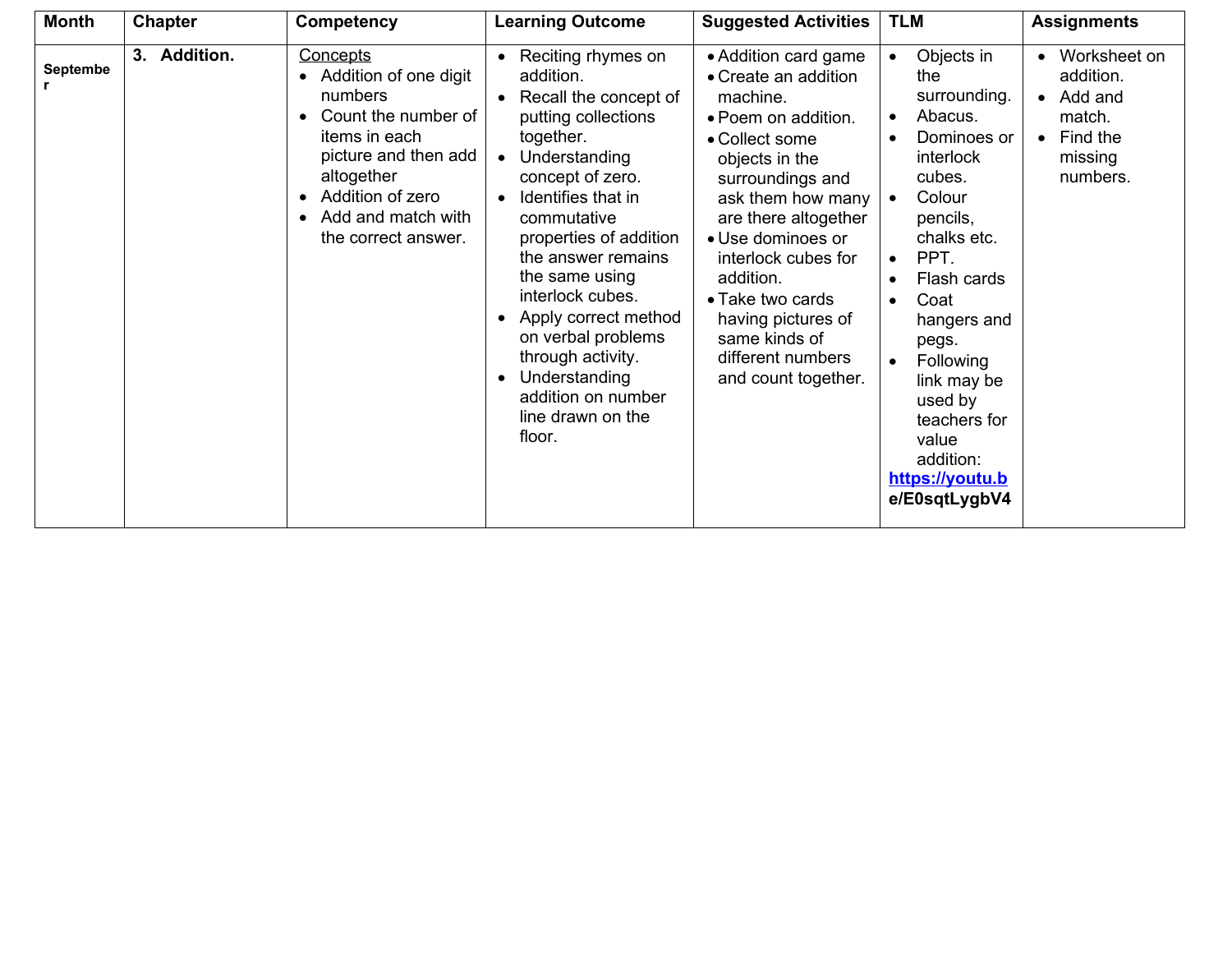| Month | Chapter | Competency | Learning Outcome | Suggested Activities | TLM | Assignments |
|---|---|---|---|---|---|---|
| September | 3. **Addition.** | Concepts<br>• Addition of one digit numbers<br>• Count the number of items in each picture and then add altogether<br>• Addition of zero<br>• Add and match with the correct answer. | • Reciting rhymes on addition.<br>• Recall the concept of putting collections together.<br>• Understanding concept of zero.<br>• Identifies that in commutative properties of addition the answer remains the same using interlock cubes.<br>• Apply correct method on verbal problems through activity.<br>• Understanding addition on number line drawn on the floor. | • Addition card game<br>• Create an addition machine.<br>• Poem on addition.<br>• Collect some objects in the surroundings and ask them how many are there altogether<br>• Use dominoes or interlock cubes for addition.<br>• Take two cards having pictures of same kinds of different numbers and count together. | • Objects in the surrounding.<br>• Abacus.<br>• Dominoes or interlock cubes.<br>• Colour pencils, chalks etc.<br>• PPT.<br>• Flash cards<br>• Coat hangers and pegs.<br>• Following link may be used by teachers for value addition:<br>**https://youtu.be/E0sqtLygbV4** | • Worksheet on addition.<br>• Add and match.<br>• Find the missing numbers. |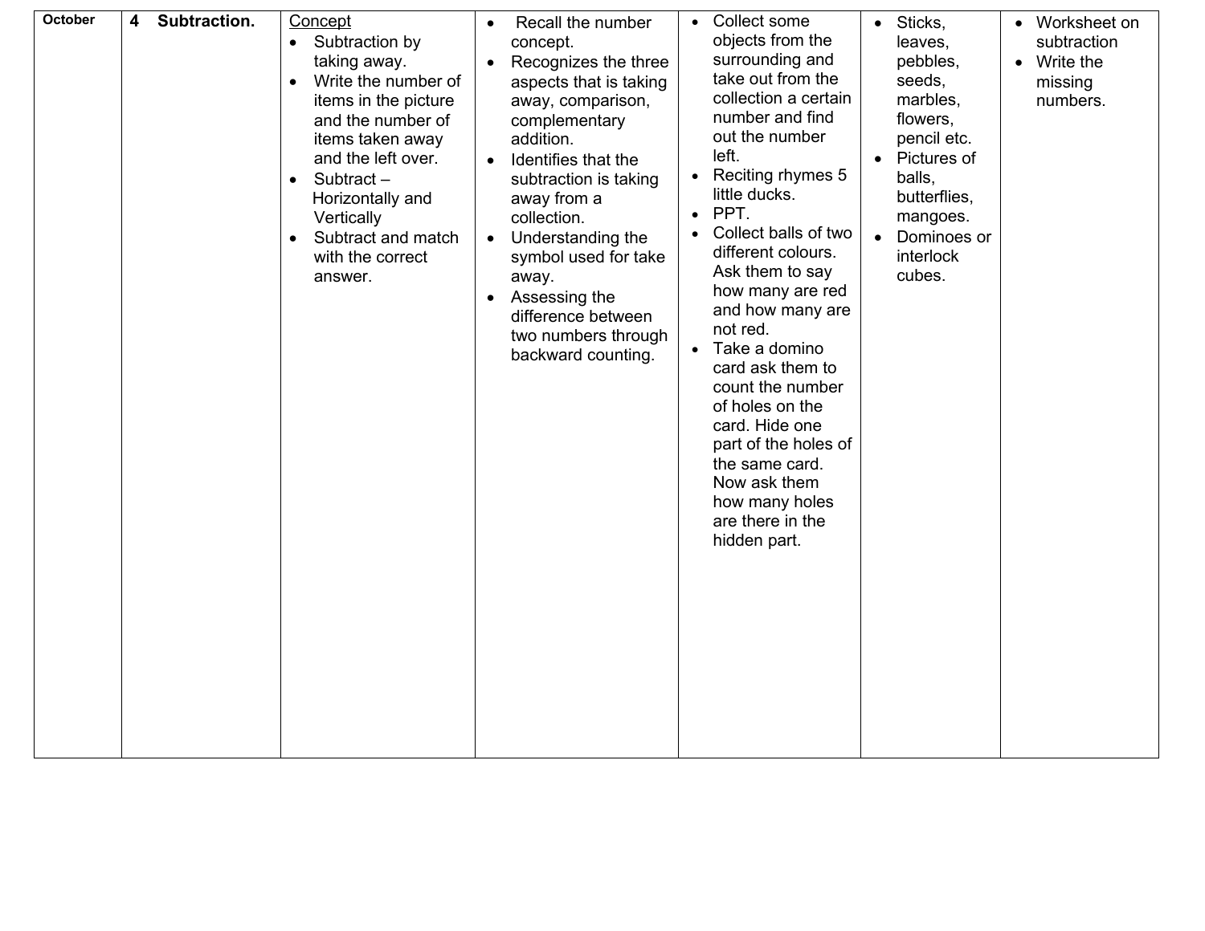| October | 4 **Subtraction.** | Concept<br>• Subtraction by taking away.<br>• Write the number of items in the picture and the number of items taken away and the left over.<br>• Subtract – Horizontally and Vertically<br>• Subtract and match with the correct answer. | • Recall the number concept.<br>• Recognizes the three aspects that is taking away, comparison, complementary addition.<br>• Identifies that the subtraction is taking away from a collection.<br>• Understanding the symbol used for take away.<br>• Assessing the difference between two numbers through backward counting. | • Collect some objects from the surrounding and take out from the collection a certain number and find out the number left.<br>• Reciting rhymes 5 little ducks.<br>• PPT.<br>• Collect balls of two different colours. Ask them to say how many are red and how many are not red.<br>• Take a domino card ask them to count the number of holes on the card. Hide one part of the holes of the same card. Now ask them how many holes are there in the hidden part. | • Sticks, leaves, pebbles, seeds, marbles, flowers, pencil etc.<br>• Pictures of balls, butterflies, mangoes.<br>• Dominoes or interlock cubes. | • Worksheet on subtraction<br>• Write the missing numbers. |
|---|---|---|---|---|---|---|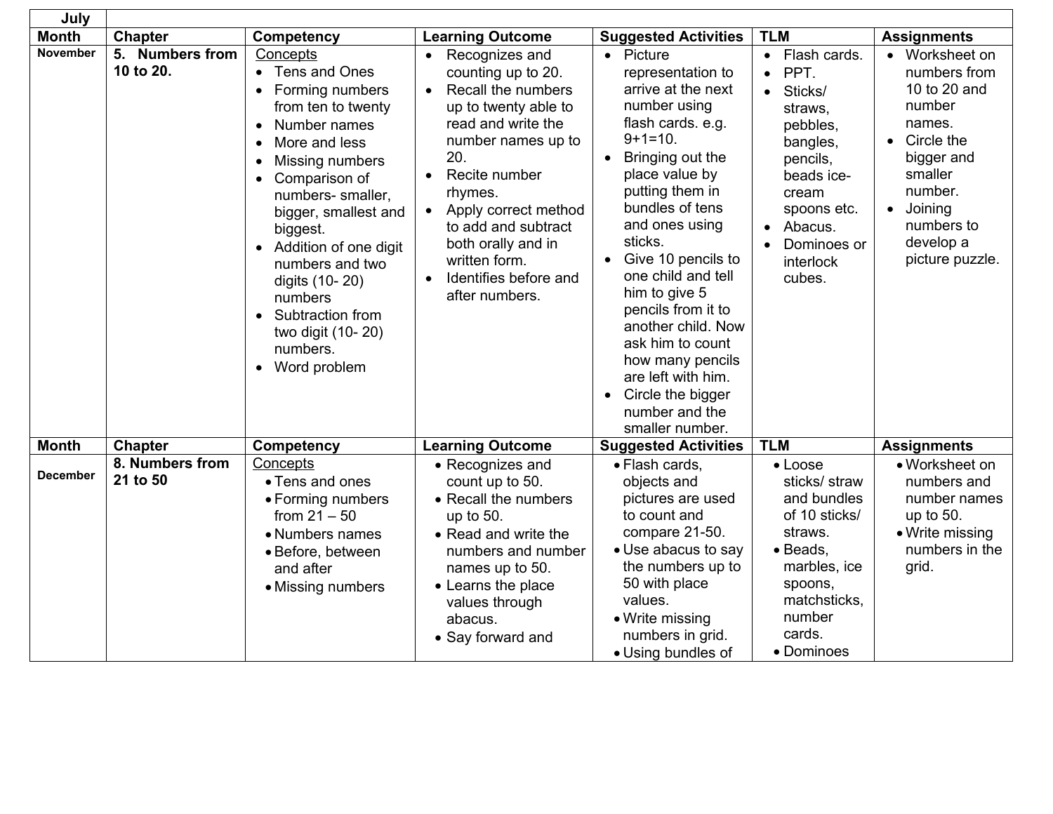| July | | | | | | |
|---|---|---|---|---|---|---|
| **Month** | **Chapter** | **Competency** | **Learning Outcome** | **Suggested Activities** | **TLM** | **Assignments** |
| **November** | **5. Numbers from 10 to 20.** | Concepts<br>• Tens and Ones<br>• Forming numbers from ten to twenty<br>• Number names<br>• More and less<br>• Missing numbers<br>• Comparison of numbers- smaller, bigger, smallest and biggest.<br>• Addition of one digit numbers and two digits (10- 20) numbers<br>• Subtraction from two digit (10- 20) numbers.<br>• Word problem | • Recognizes and counting up to 20.<br>• Recall the numbers up to twenty able to read and write the number names up to 20.<br>• Recite number rhymes.<br>• Apply correct method to add and subtract both orally and in written form.<br>• Identifies before and after numbers. | • Picture representation to arrive at the next number using flash cards. e.g. 9+1=10.<br>• Bringing out the place value by putting them in bundles of tens and ones using sticks.<br>• Give 10 pencils to one child and tell him to give 5 pencils from it to another child. Now ask him to count how many pencils are left with him.<br>• Circle the bigger number and the smaller number. | • Flash cards.<br>• PPT.<br>• Sticks/ straws, pebbles, bangles, pencils, beads ice-cream spoons etc.<br>• Abacus.<br>• Dominoes or interlock cubes. | • Worksheet on numbers from 10 to 20 and number names.<br>• Circle the bigger and smaller number.<br>• Joining numbers to develop a picture puzzle. |
| **Month** | **Chapter** | **Competency** | **Learning Outcome** | **Suggested Activities** | **TLM** | **Assignments** |
| **December** | **8. Numbers from 21 to 50** | Concepts<br>• Tens and ones<br>• Forming numbers from 21 – 50<br>• Numbers names<br>• Before, between and after<br>• Missing numbers | • Recognizes and count up to 50.<br>• Recall the numbers up to 50.<br>• Read and write the numbers and number names up to 50.<br>• Learns the place values through abacus.<br>• Say forward and | • Flash cards, objects and pictures are used to count and compare 21-50.<br>• Use abacus to say the numbers up to 50 with place values.<br>• Write missing numbers in grid.<br>• Using bundles of | • Loose sticks/ straw and bundles of 10 sticks/ straws.<br>• Beads, marbles, ice spoons, matchsticks, number cards.<br>• Dominoes | • Worksheet on numbers and number names up to 50.<br>• Write missing numbers in the grid. |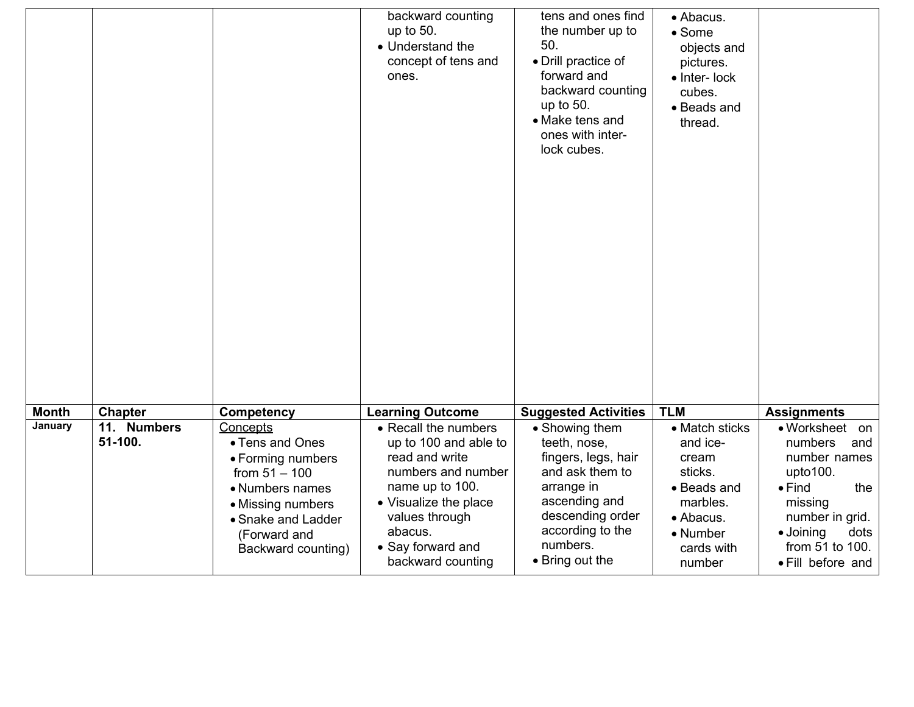| | | | backward counting up to 50.<br>• Understand the concept of tens and ones. | tens and ones find the number up to 50.<br>• Drill practice of forward and backward counting up to 50.<br>• Make tens and ones with inter-lock cubes. | • Abacus.<br>• Some objects and pictures.<br>• Inter- lock cubes.<br>• Beads and thread. | |
|---|---|---|---|---|---|---|
| **Month** | **Chapter** | **Competency** | **Learning Outcome** | **Suggested Activities** | **TLM** | **Assignments** |
| **January** | **11. Numbers 51-100.** | Concepts<br>• Tens and Ones<br>• Forming numbers from 51 – 100<br>• Numbers names<br>• Missing numbers<br>• Snake and Ladder (Forward and Backward counting) | • Recall the numbers up to 100 and able to read and write numbers and number name up to 100.<br>• Visualize the place values through abacus.<br>• Say forward and backward counting | • Showing them teeth, nose, fingers, legs, hair and ask them to arrange in ascending and descending order according to the numbers.<br>• Bring out the | • Match sticks and ice-cream sticks.<br>• Beads and marbles.<br>• Abacus.<br>• Number cards with number | • Worksheet on numbers and number names upto100.<br>• Find the missing number in grid.<br>• Joining dots from 51 to 100.<br>• Fill before and |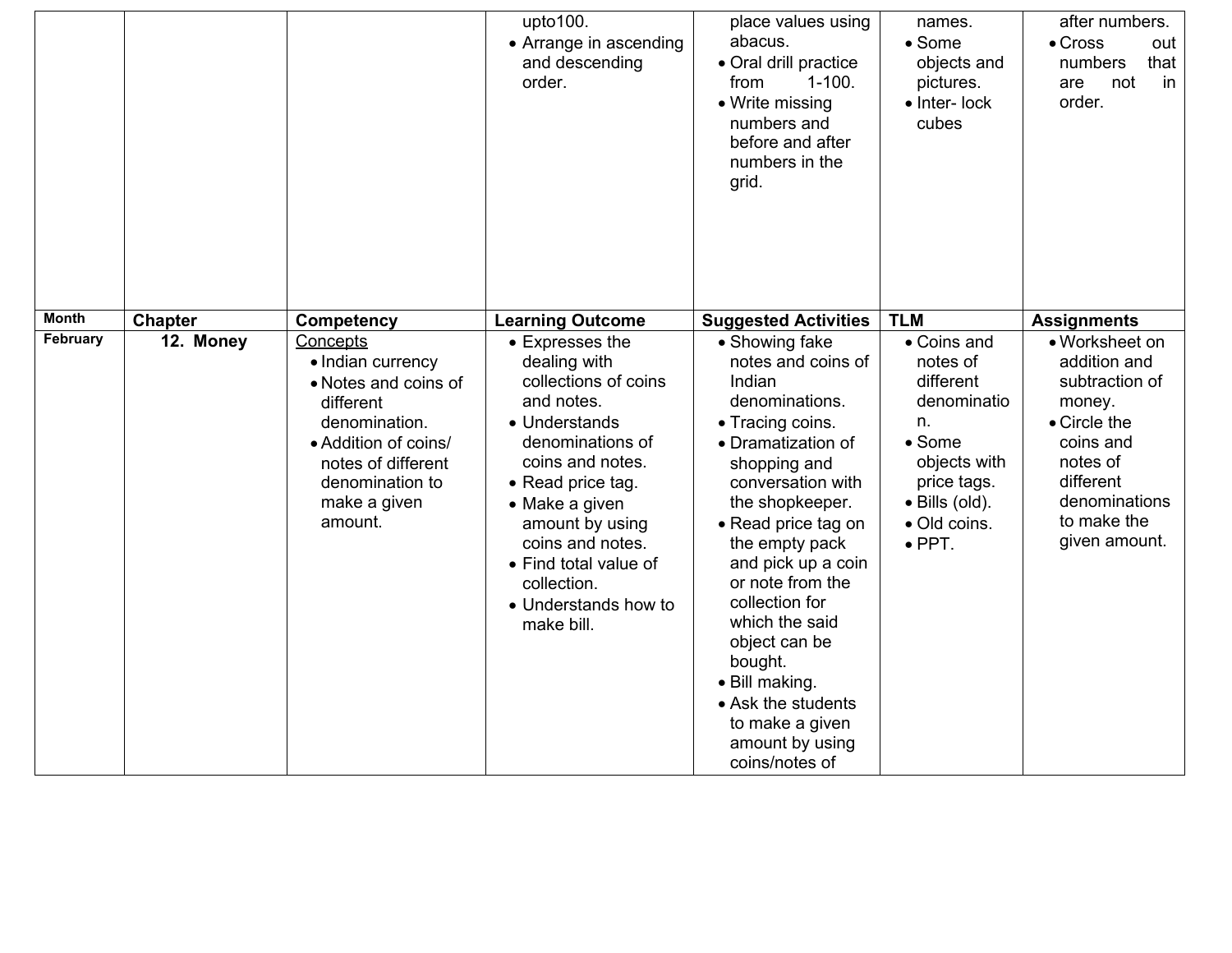| | | | | | | |
|---|---|---|---|---|---|---|
| | | | upto100.<br>• Arrange in ascending and descending order. | place values using abacus.<br>• Oral drill practice from 1-100.<br>• Write missing numbers and before and after numbers in the grid. | names.<br>• Some objects and pictures.<br>• Inter- lock cubes | after numbers.<br>• Cross out numbers that are not in order. |
| **Month** | **Chapter** | **Competency** | **Learning Outcome** | **Suggested Activities** | **TLM** | **Assignments** |
| **February** | **12. Money** | Concepts<br>• Indian currency<br>• Notes and coins of different denomination.<br>• Addition of coins/ notes of different denomination to make a given amount. | • Expresses the dealing with collections of coins and notes.<br>• Understands denominations of coins and notes.<br>• Read price tag.<br>• Make a given amount by using coins and notes.<br>• Find total value of collection.<br>• Understands how to make bill. | • Showing fake notes and coins of Indian denominations.<br>• Tracing coins.<br>• Dramatization of shopping and conversation with the shopkeeper.<br>• Read price tag on the empty pack and pick up a coin or note from the collection for which the said object can be bought.<br>• Bill making.<br>• Ask the students to make a given amount by using coins/notes of | • Coins and notes of different denomination.<br>• Some objects with price tags.<br>• Bills (old).<br>• Old coins.<br>• PPT. | • Worksheet on addition and subtraction of money.<br>• Circle the coins and notes of different denominations to make the given amount. |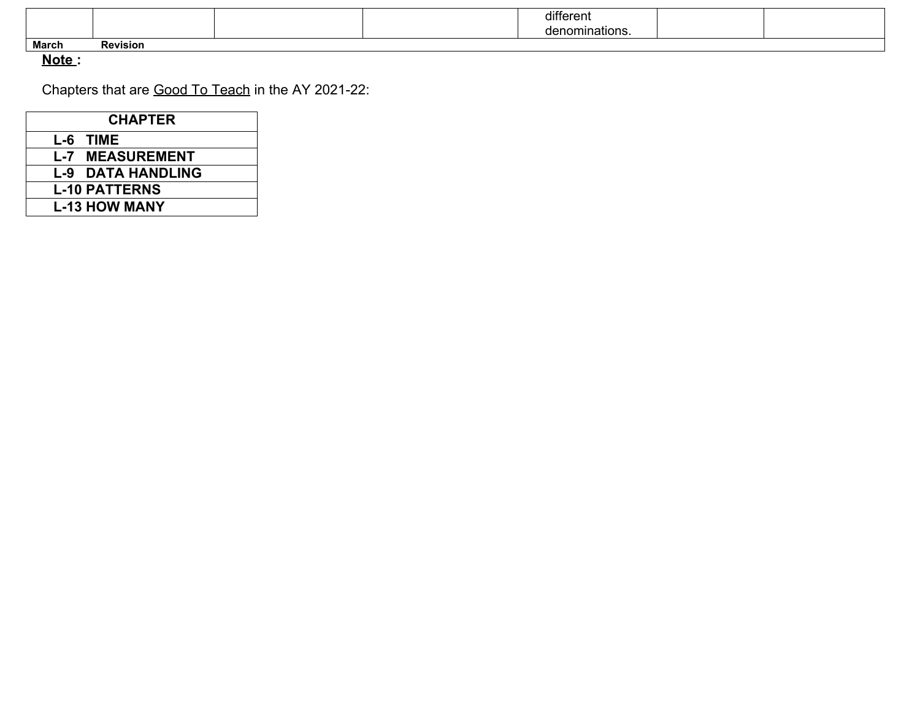| | | | | | | |
|---|---|---|---|---|---|---|
| | | | | different denominations. | | |
| **March** | **Revision** | | | | | |

**Note :**

Chapters that are Good To Teach in the AY 2021-22:

| CHAPTER |
|---|
| **L-6 TIME** |
| **L-7 MEASUREMENT** |
| **L-9 DATA HANDLING** |
| **L-10 PATTERNS** |
| **L-13 HOW MANY** |